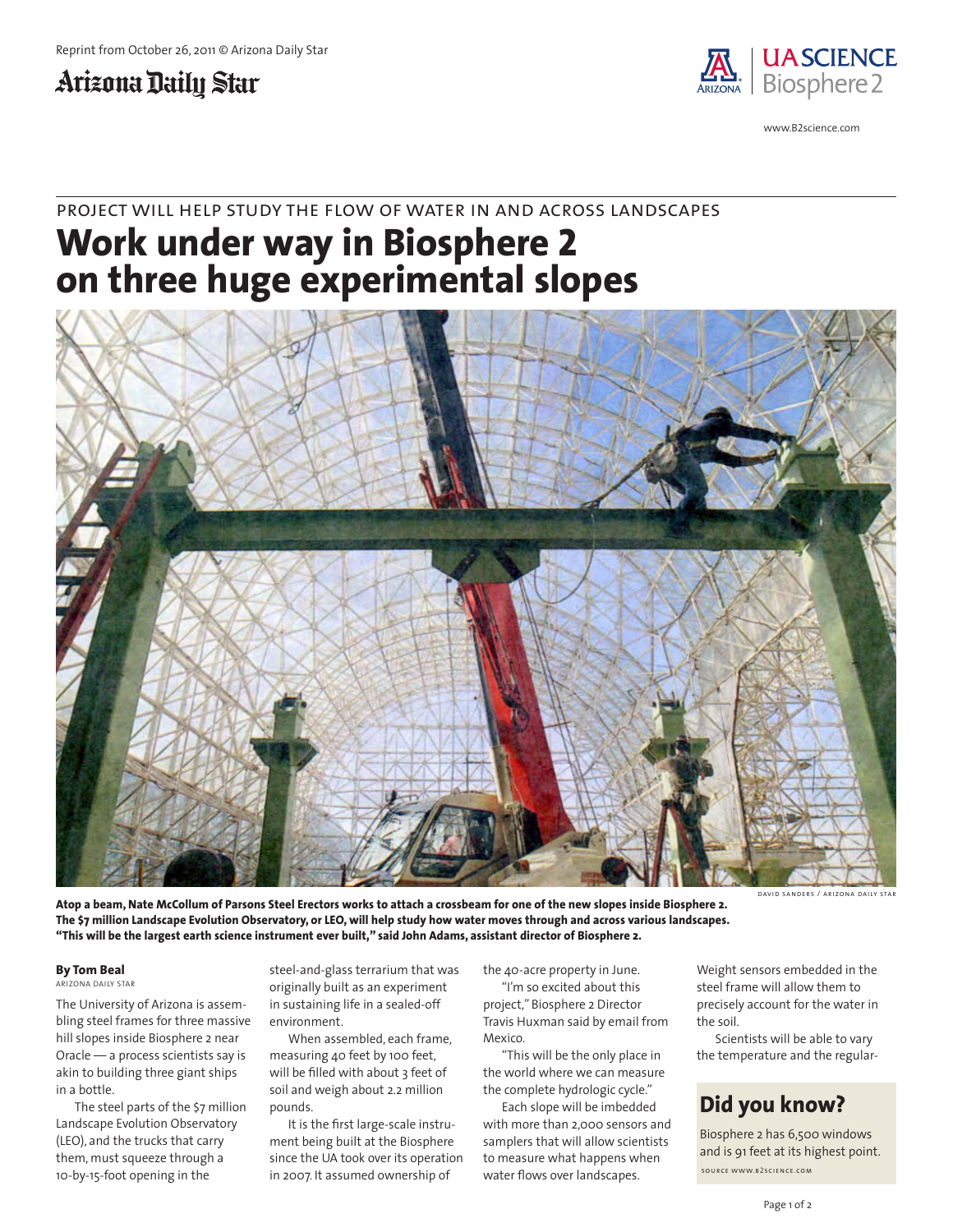Reprint from October 26, 2011 © Arizona Daily Star

Arizona Daily Star

UA SCIENCE Biosphere 2

www.B2science.com

PROJECT WILL HELP STUDY THE FLOW OF WATER IN AND ACROSS LANDSCAPES

# Work under way in Biosphere 2 on three huge experimental slopes

DAVID SANDERS / ARIZONA DAILY STAR

**Atop a beam, Nate McCollum of Parsons Steel Erectors works to attach a crossbeam for one of the new slopes inside Biosphere 2. The $7 million Landscape Evolution Observatory, or LEO, will help study how water moves through and across various landscapes. "This will be the largest earth science instrument ever built," said John Adams, assistant director of Biosphere 2.**

**By Tom Beal**
ARIZONA DAILY STAR

The University of Arizona is assembling steel frames for three massive hill slopes inside Biosphere 2 near Oracle — a process scientists say is akin to building three giant ships in a bottle.

The steel parts of the $7 million Landscape Evolution Observatory (LEO), and the trucks that carry them, must squeeze through a 10-by-15-foot opening in the steel-and-glass terrarium that was originally built as an experiment in sustaining life in a sealed-off environment.

When assembled, each frame, measuring 40 feet by 100 feet, will be filled with about 3 feet of soil and weigh about 2.2 million pounds.

It is the first large-scale instrument being built at the Biosphere since the UA took over its operation in 2007. It assumed ownership of the 40-acre property in June.

"I'm so excited about this project," Biosphere 2 Director Travis Huxman said by email from Mexico.

"This will be the only place in the world where we can measure the complete hydrologic cycle."

Each slope will be imbedded with more than 2,000 sensors and samplers that will allow scientists to measure what happens when water flows over landscapes.

Weight sensors embedded in the steel frame will allow them to precisely account for the water in the soil.

Scientists will be able to vary the temperature and the regular-

## Did you know?

Biosphere 2 has 6,500 windows and is 91 feet at its highest point.

SOURCE WWW.B2SCIENCE.COM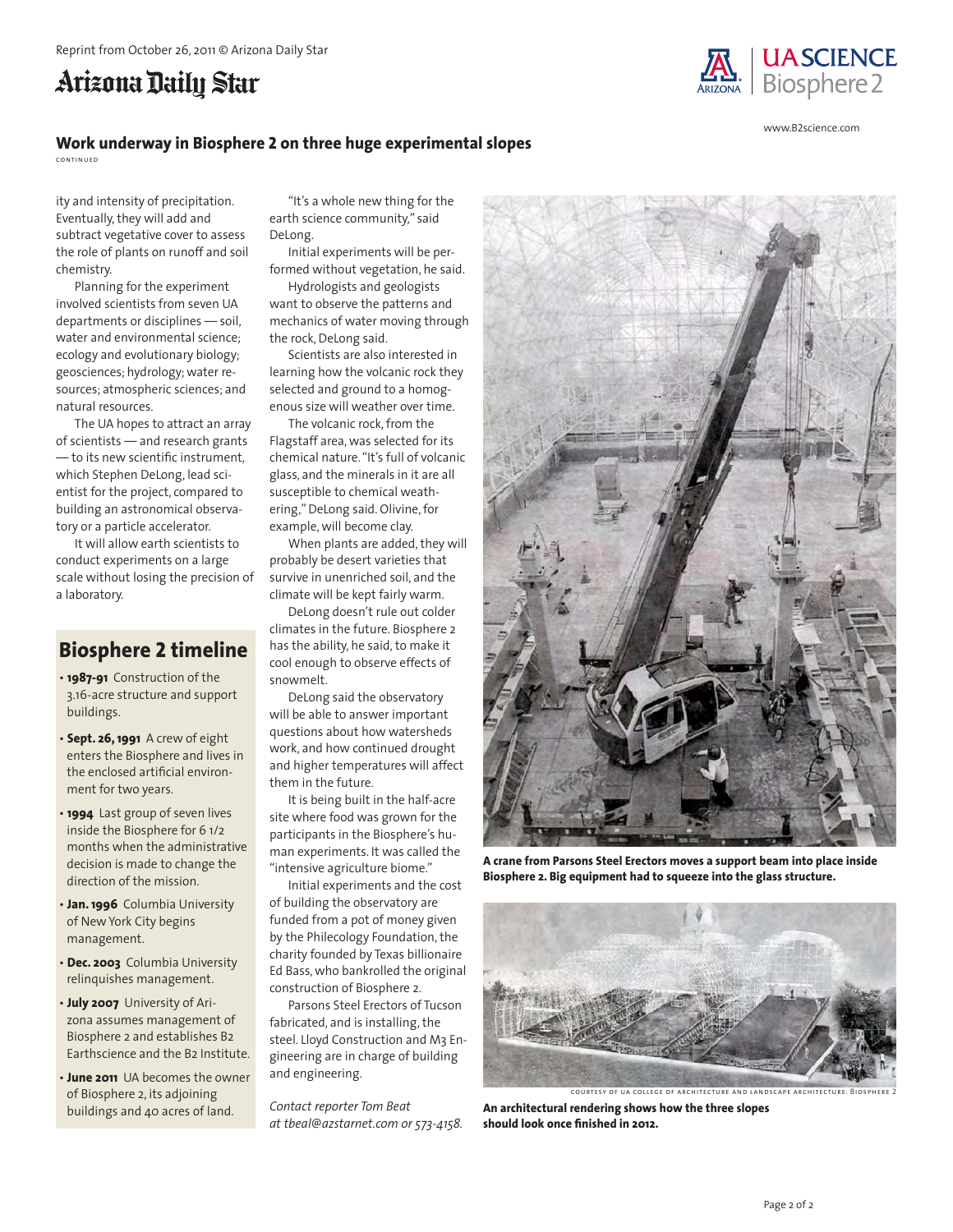Reprint from October 26, 2011 © Arizona Daily Star

## Work underway in Biosphere 2 on three huge experimental slopes

CONTINUED

ity and intensity of precipitation. Eventually, they will add and subtract vegetative cover to assess the role of plants on runoff and soil chemistry.

Planning for the experiment involved scientists from seven UA departments or disciplines — soil, water and environmental science; ecology and evolutionary biology; geosciences; hydrology; water resources; atmospheric sciences; and natural resources.

The UA hopes to attract an array of scientists — and research grants — to its new scientific instrument, which Stephen DeLong, lead scientist for the project, compared to building an astronomical observatory or a particle accelerator.

It will allow earth scientists to conduct experiments on a large scale without losing the precision of a laboratory.

### Biosphere 2 timeline

- **1987-91** Construction of the 3.16-acre structure and support buildings.
- **Sept. 26, 1991** A crew of eight enters the Biosphere and lives in the enclosed artificial environment for two years.
- **1994** Last group of seven lives inside the Biosphere for 6 1/2 months when the administrative decision is made to change the direction of the mission.
- **Jan. 1996** Columbia University of New York City begins management.
- **Dec. 2003** Columbia University relinquishes management.
- **July 2007** University of Arizona assumes management of Biosphere 2 and establishes the B2 Earthscience and the B2 Institute.
- **June 2011** UA becomes the owner of Biosphere 2, its adjoining buildings and 40 acres of land.

"It's a whole new thing for the earth science community," said DeLong.

Initial experiments will be performed without vegetation, he said.

Hydrologists and geologists want to observe the patterns and mechanics of water moving through the rock, DeLong said.

Scientists are also interested in learning how the volcanic rock they selected and ground to a homogenous size will weather over time.

The volcanic rock, from the Flagstaff area, was selected for its chemical nature. "It's full of volcanic glass, and the minerals in it are all susceptible to chemical weathering," DeLong said. Olivine, for example, will become clay.

When plants are added, they will probably be desert varieties that survive in unenriched soil, and the climate will be kept fairly warm.

DeLong doesn't rule out colder climates in the future. Biosphere 2 has the ability, he said, to make it cool enough to observe effects of snowmelt.

DeLong said the observatory will be able to answer important questions about how watersheds work, and how continued drought and higher temperatures will affect them in the future.

It is being built in the half-acre site where food was grown for the participants in the Biosphere's human experiments. It was called the "intensive agriculture biome."

Initial experiments and the cost of building the observatory are funded from a pot of money given by the Philecology Foundation, the charity founded by Texas billionaire Ed Bass, who bankrolled the original construction of Biosphere 2.

Parsons Steel Erectors of Tucson fabricated, and is installing, the steel. Lloyd Construction and M3 Engineering are in charge of building and engineering.

*Contact reporter Tom Beat at tbeal@azstarnet.com or 573-4158.*

**A crane from Parsons Steel Erectors moves a support beam into place inside Biosphere 2. Big equipment had to squeeze into the glass structure.**

COURTESY OF UA COLLEGE OF ARCHITECTURE AND LANDSCAPE ARCHITECTURE. BIOSPHERE 2

**An architectural rendering shows how the three slopes should look once finished in 2012.**